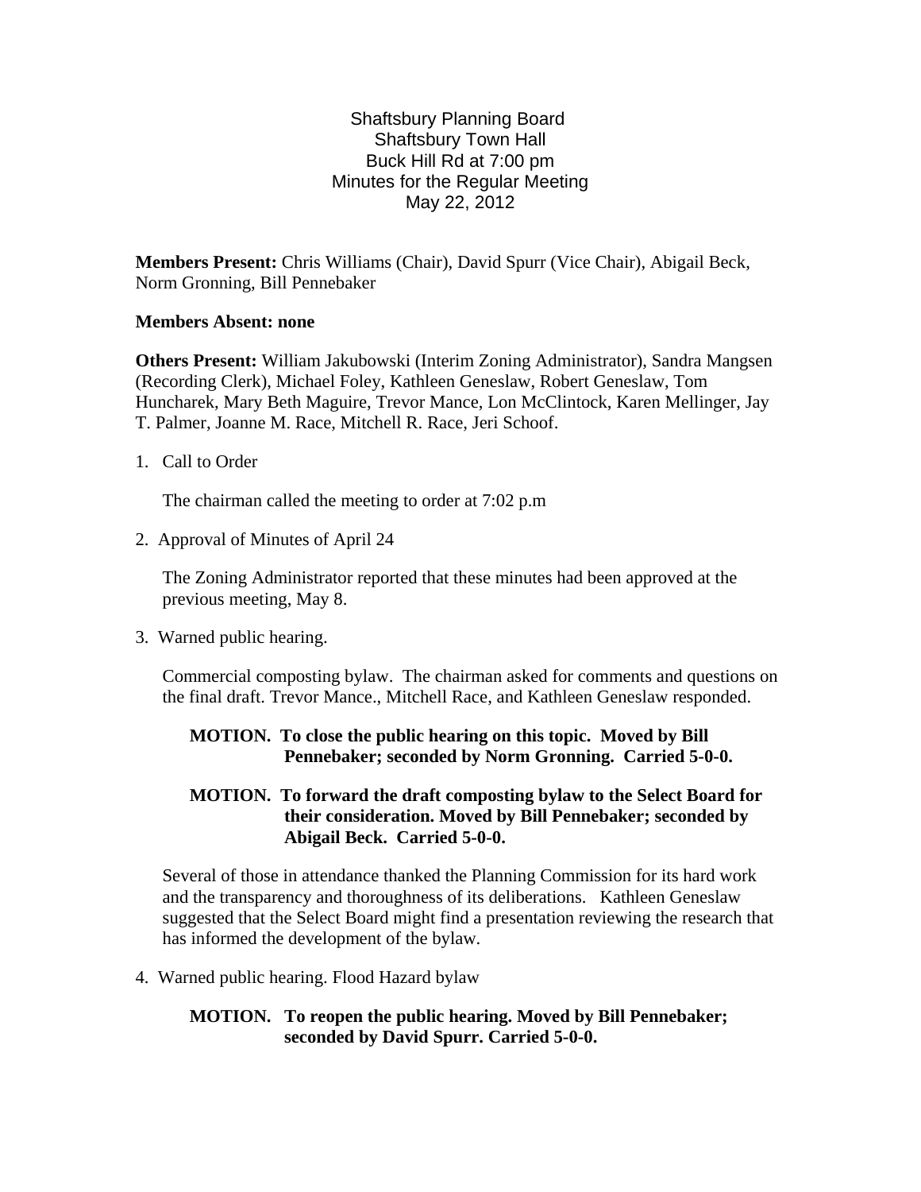Shaftsbury Planning Board
Shaftsbury Town Hall
Buck Hill Rd at 7:00 pm
Minutes for the Regular Meeting
May 22, 2012

**Members Present:** Chris Williams (Chair), David Spurr (Vice Chair), Abigail Beck, Norm Gronning, Bill Pennebaker

**Members Absent: none**

**Others Present:** William Jakubowski (Interim Zoning Administrator), Sandra Mangsen (Recording Clerk), Michael Foley, Kathleen Geneslaw, Robert Geneslaw, Tom Huncharek, Mary Beth Maguire, Trevor Mance, Lon McClintock, Karen Mellinger, Jay T. Palmer, Joanne M. Race, Mitchell R. Race, Jeri Schoof.

1. Call to Order

   The chairman called the meeting to order at 7:02 p.m

2. Approval of Minutes of April 24

   The Zoning Administrator reported that these minutes had been approved at the previous meeting, May 8.

3. Warned public hearing.

   Commercial composting bylaw. The chairman asked for comments and questions on the final draft. Trevor Mance., Mitchell Race, and Kathleen Geneslaw responded.

   **MOTION. To close the public hearing on this topic. Moved by Bill Pennebaker; seconded by Norm Gronning. Carried 5-0-0.**

   **MOTION. To forward the draft composting bylaw to the Select Board for their consideration. Moved by Bill Pennebaker; seconded by Abigail Beck. Carried 5-0-0.**

   Several of those in attendance thanked the Planning Commission for its hard work and the transparency and thoroughness of its deliberations. Kathleen Geneslaw suggested that the Select Board might find a presentation reviewing the research that has informed the development of the bylaw.

4. Warned public hearing. Flood Hazard bylaw

   **MOTION. To reopen the public hearing. Moved by Bill Pennebaker; seconded by David Spurr. Carried 5-0-0.**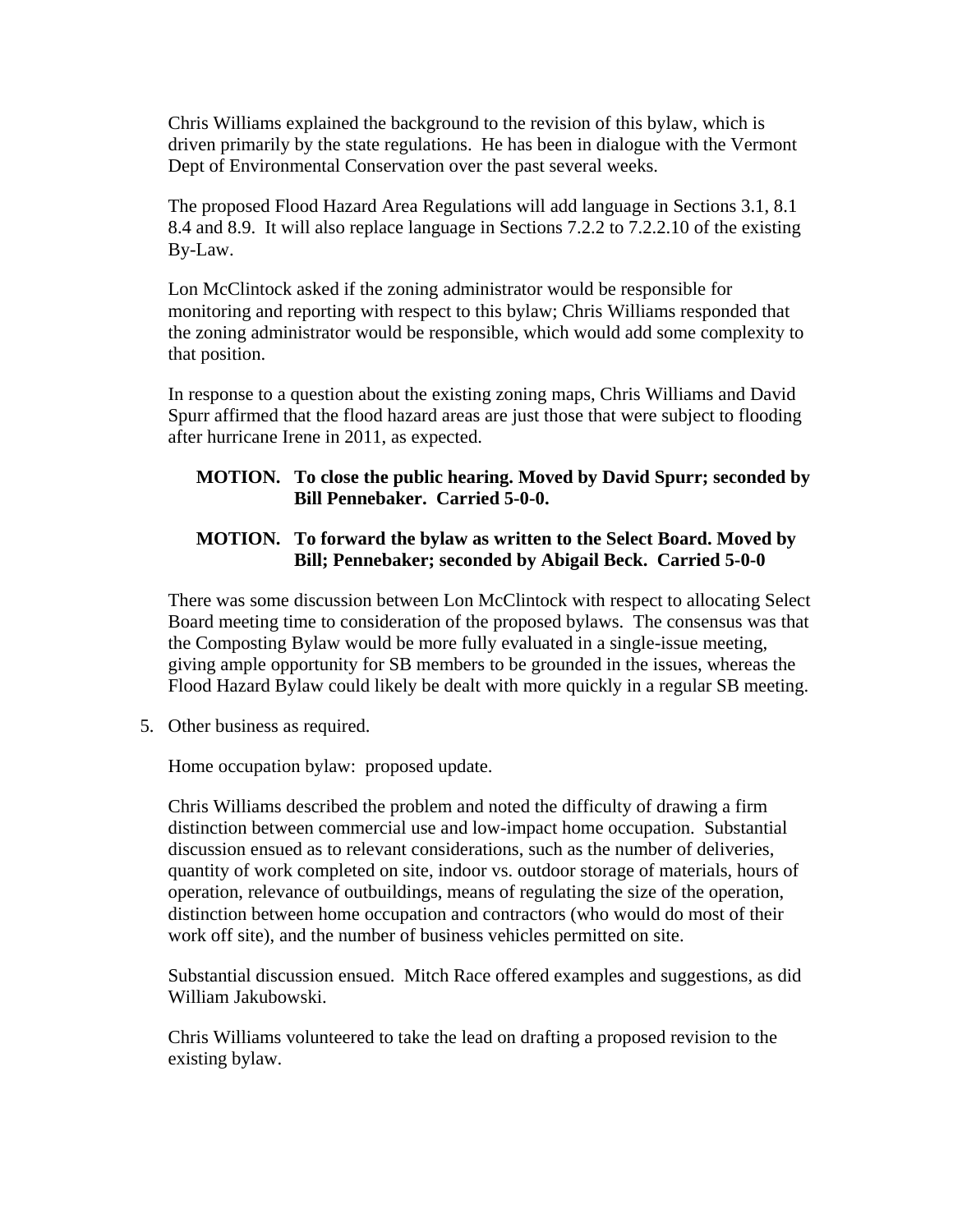Chris Williams explained the background to the revision of this bylaw, which is driven primarily by the state regulations. He has been in dialogue with the Vermont Dept of Environmental Conservation over the past several weeks.

The proposed Flood Hazard Area Regulations will add language in Sections 3.1, 8.1 8.4 and 8.9. It will also replace language in Sections 7.2.2 to 7.2.2.10 of the existing By-Law.

Lon McClintock asked if the zoning administrator would be responsible for monitoring and reporting with respect to this bylaw; Chris Williams responded that the zoning administrator would be responsible, which would add some complexity to that position.

In response to a question about the existing zoning maps, Chris Williams and David Spurr affirmed that the flood hazard areas are just those that were subject to flooding after hurricane Irene in 2011, as expected.

**MOTION. To close the public hearing. Moved by David Spurr; seconded by Bill Pennebaker. Carried 5-0-0.**

**MOTION. To forward the bylaw as written to the Select Board. Moved by Bill; Pennebaker; seconded by Abigail Beck. Carried 5-0-0**

There was some discussion between Lon McClintock with respect to allocating Select Board meeting time to consideration of the proposed bylaws. The consensus was that the Composting Bylaw would be more fully evaluated in a single-issue meeting, giving ample opportunity for SB members to be grounded in the issues, whereas the Flood Hazard Bylaw could likely be dealt with more quickly in a regular SB meeting.

5. Other business as required.

Home occupation bylaw: proposed update.

Chris Williams described the problem and noted the difficulty of drawing a firm distinction between commercial use and low-impact home occupation. Substantial discussion ensued as to relevant considerations, such as the number of deliveries, quantity of work completed on site, indoor vs. outdoor storage of materials, hours of operation, relevance of outbuildings, means of regulating the size of the operation, distinction between home occupation and contractors (who would do most of their work off site), and the number of business vehicles permitted on site.

Substantial discussion ensued. Mitch Race offered examples and suggestions, as did William Jakubowski.

Chris Williams volunteered to take the lead on drafting a proposed revision to the existing bylaw.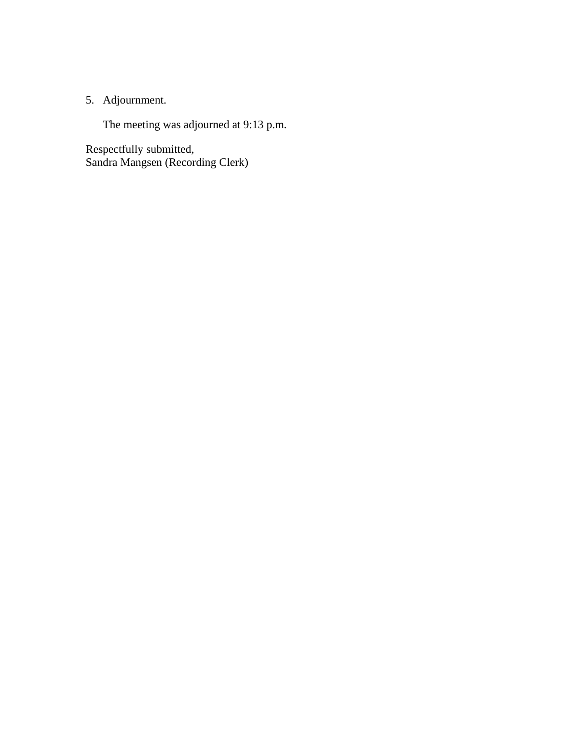5. Adjournment.

   The meeting was adjourned at 9:13 p.m.

Respectfully submitted,
Sandra Mangsen (Recording Clerk)